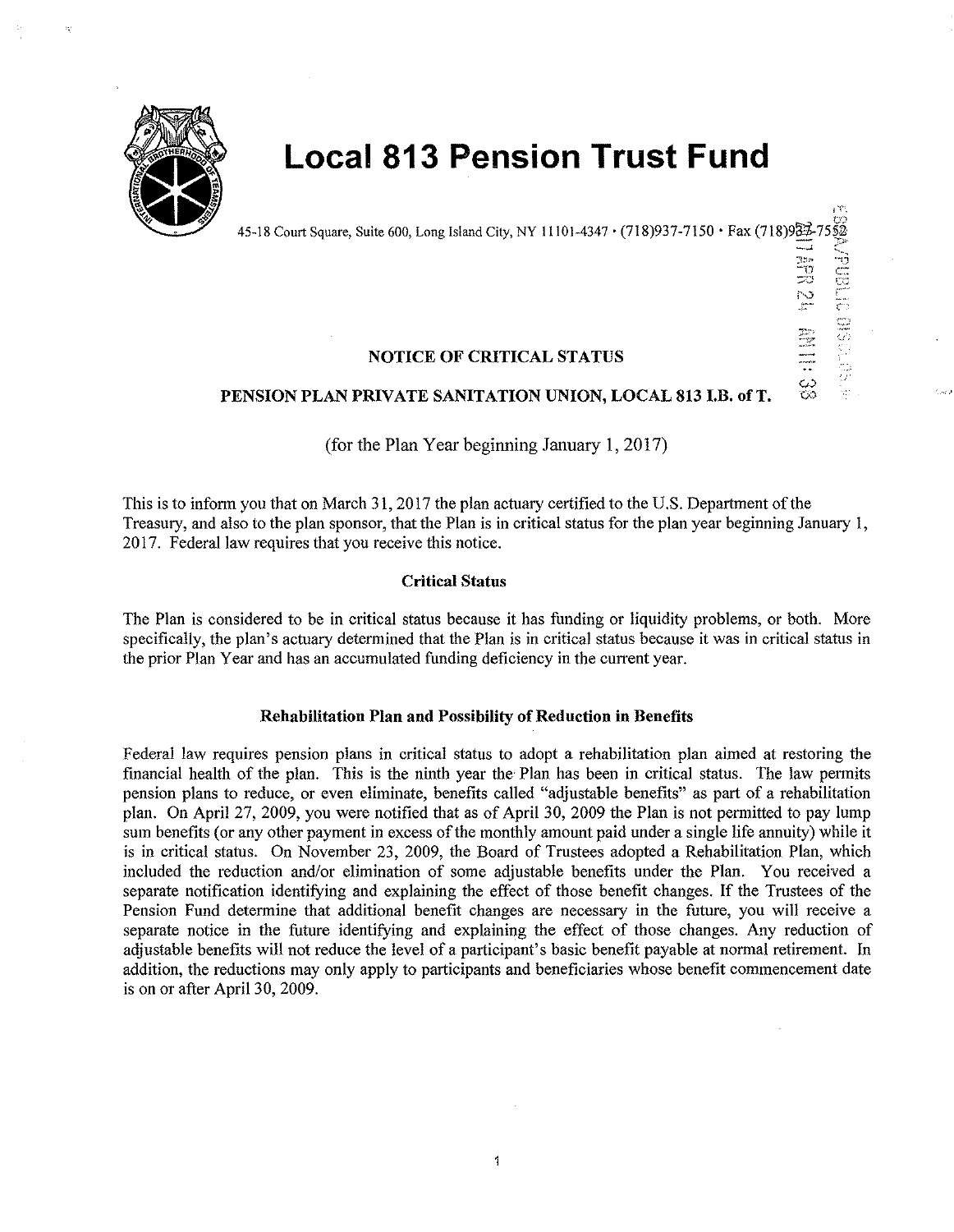# Local 813 Pension Trust Fund

45-18 Court Square, Suite 600, Long Island City, NY 11101-4347 • (718)937-7150 • Fax (718)937-7552

### NOTICE OF CRITICAL STATUS

### PENSION PLAN PRIVATE SANITATION UNION, LOCAL 813 I.B. of T.

(for the Plan Year beginning January 1, 2017)

This is to inform you that on March 31, 2017 the plan actuary certified to the U.S. Department of the Treasury, and also to the plan sponsor, that the Plan is in critical status for the plan year beginning January 1, 2017. Federal law requires that you receive this notice.

**Critical Status**

The Plan is considered to be in critical status because it has funding or liquidity problems, or both. More specifically, the plan's actuary determined that the Plan is in critical status because it was in critical status in the prior Plan Year and has an accumulated funding deficiency in the current year.

**Rehabilitation Plan and Possibility of Reduction in Benefits**

Federal law requires pension plans in critical status to adopt a rehabilitation plan aimed at restoring the financial health of the plan. This is the ninth year the Plan has been in critical status. The law permits pension plans to reduce, or even eliminate, benefits called "adjustable benefits" as part of a rehabilitation plan. On April 27, 2009, you were notified that as of April 30, 2009 the Plan is not permitted to pay lump sum benefits (or any other payment in excess of the monthly amount paid under a single life annuity) while it is in critical status. On November 23, 2009, the Board of Trustees adopted a Rehabilitation Plan, which included the reduction and/or elimination of some adjustable benefits under the Plan. You received a separate notification identifying and explaining the effect of those benefit changes. If the Trustees of the Pension Fund determine that additional benefit changes are necessary in the future, you will receive a separate notice in the future identifying and explaining the effect of those changes. Any reduction of adjustable benefits will not reduce the level of a participant's basic benefit payable at normal retirement. In addition, the reductions may only apply to participants and beneficiaries whose benefit commencement date is on or after April 30, 2009.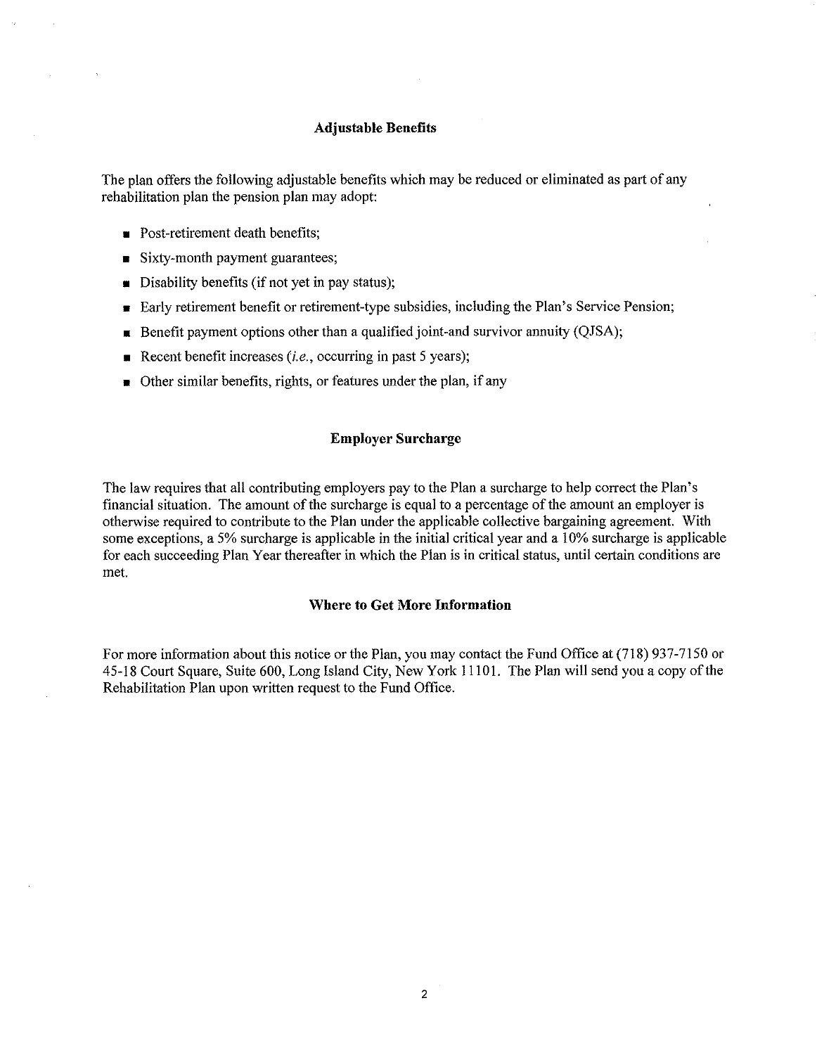## Adjustable Benefits

The plan offers the following adjustable benefits which may be reduced or eliminated as part of any rehabilitation plan the pension plan may adopt:

- Post-retirement death benefits;
- Sixty-month payment guarantees;
- Disability benefits (if not yet in pay status);
- Early retirement benefit or retirement-type subsidies, including the Plan's Service Pension;
- Benefit payment options other than a qualified joint-and survivor annuity (QJSA);
- Recent benefit increases (*i.e.*, occurring in past 5 years);
- Other similar benefits, rights, or features under the plan, if any

## Employer Surcharge

The law requires that all contributing employers pay to the Plan a surcharge to help correct the Plan's financial situation. The amount of the surcharge is equal to a percentage of the amount an employer is otherwise required to contribute to the Plan under the applicable collective bargaining agreement. With some exceptions, a 5% surcharge is applicable in the initial critical year and a 10% surcharge is applicable for each succeeding Plan Year thereafter in which the Plan is in critical status, until certain conditions are met.

## Where to Get More Information

For more information about this notice or the Plan, you may contact the Fund Office at (718) 937-7150 or 45-18 Court Square, Suite 600, Long Island City, New York 11101. The Plan will send you a copy of the Rehabilitation Plan upon written request to the Fund Office.